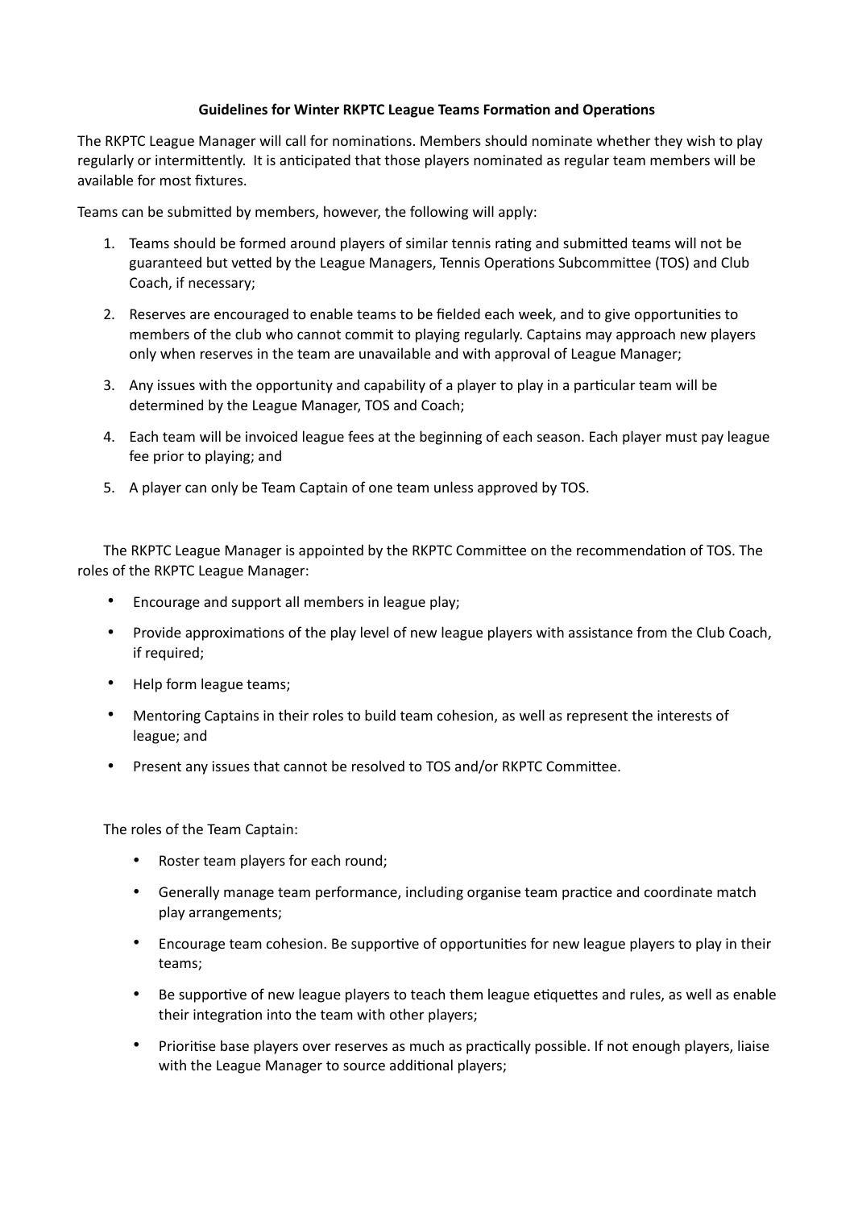**Guidelines for Winter RKPTC League Teams Formation and Operations**

The RKPTC League Manager will call for nominations. Members should nominate whether they wish to play regularly or intermittently. It is anticipated that those players nominated as regular team members will be available for most fixtures.

Teams can be submitted by members, however, the following will apply:

1. Teams should be formed around players of similar tennis rating and submitted teams will not be guaranteed but vetted by the League Managers, Tennis Operations Subcommittee (TOS) and Club Coach, if necessary;

2. Reserves are encouraged to enable teams to be fielded each week, and to give opportunities to members of the club who cannot commit to playing regularly. Captains may approach new players only when reserves in the team are unavailable and with approval of League Manager;

3. Any issues with the opportunity and capability of a player to play in a particular team will be determined by the League Manager, TOS and Coach;

4. Each team will be invoiced league fees at the beginning of each season. Each player must pay league fee prior to playing; and

5. A player can only be Team Captain of one team unless approved by TOS.

The RKPTC League Manager is appointed by the RKPTC Committee on the recommendation of TOS. The roles of the RKPTC League Manager:

- Encourage and support all members in league play;
- Provide approximations of the play level of new league players with assistance from the Club Coach, if required;
- Help form league teams;
- Mentoring Captains in their roles to build team cohesion, as well as represent the interests of league; and
- Present any issues that cannot be resolved to TOS and/or RKPTC Committee.

The roles of the Team Captain:

- Roster team players for each round;
- Generally manage team performance, including organise team practice and coordinate match play arrangements;
- Encourage team cohesion. Be supportive of opportunities for new league players to play in their teams;
- Be supportive of new league players to teach them league etiquettes and rules, as well as enable their integration into the team with other players;
- Prioritise base players over reserves as much as practically possible. If not enough players, liaise with the League Manager to source additional players;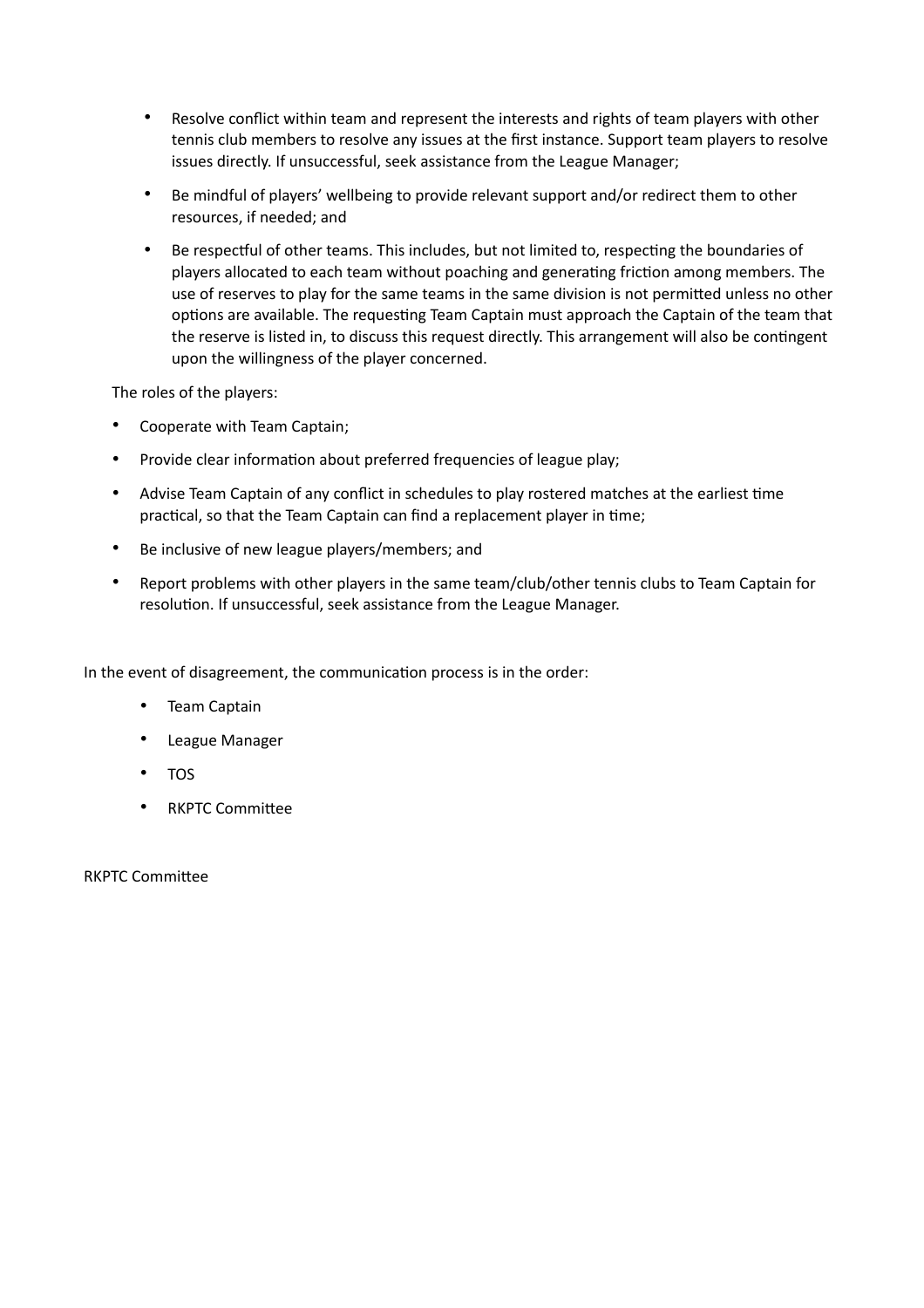- Resolve conflict within team and represent the interests and rights of team players with other tennis club members to resolve any issues at the first instance. Support team players to resolve issues directly. If unsuccessful, seek assistance from the League Manager;
- Be mindful of players' wellbeing to provide relevant support and/or redirect them to other resources, if needed; and
- Be respectful of other teams. This includes, but not limited to, respecting the boundaries of players allocated to each team without poaching and generating friction among members. The use of reserves to play for the same teams in the same division is not permitted unless no other options are available. The requesting Team Captain must approach the Captain of the team that the reserve is listed in, to discuss this request directly. This arrangement will also be contingent upon the willingness of the player concerned.

The roles of the players:

- Cooperate with Team Captain;
- Provide clear information about preferred frequencies of league play;
- Advise Team Captain of any conflict in schedules to play rostered matches at the earliest time practical, so that the Team Captain can find a replacement player in time;
- Be inclusive of new league players/members; and
- Report problems with other players in the same team/club/other tennis clubs to Team Captain for resolution. If unsuccessful, seek assistance from the League Manager.

In the event of disagreement, the communication process is in the order:

- Team Captain
- League Manager
- TOS
- RKPTC Committee

RKPTC Committee